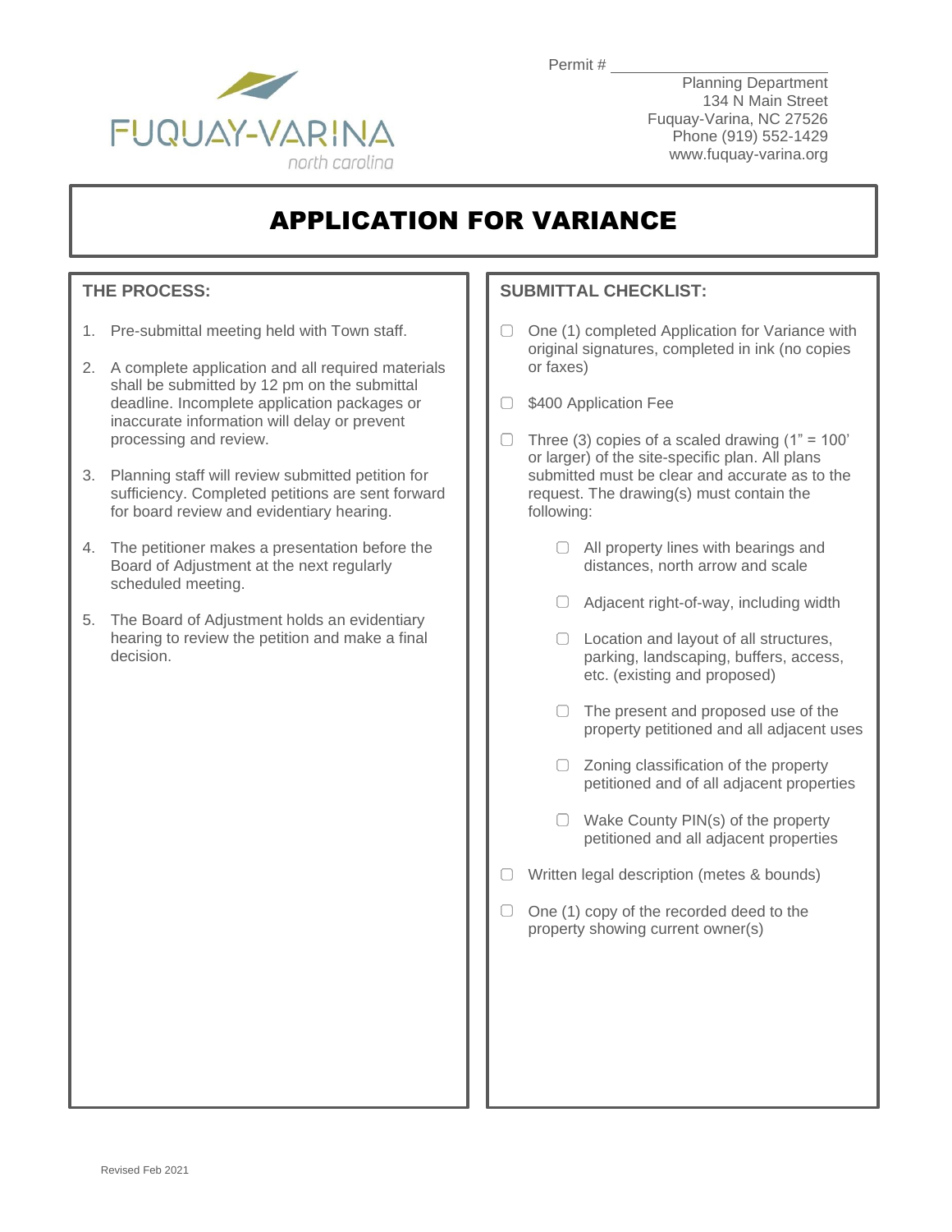Permit # ________________________

Planning Department
134 N Main Street
Fuquay-Varina, NC 27526
Phone (919) 552-1429
www.fuquay-varina.org

# APPLICATION FOR VARIANCE

## THE PROCESS:

1. Pre-submittal meeting held with Town staff.
2. A complete application and all required materials shall be submitted by 12 pm on the submittal deadline. Incomplete application packages or inaccurate information will delay or prevent processing and review.
3. Planning staff will review submitted petition for sufficiency. Completed petitions are sent forward for board review and evidentiary hearing.
4. The petitioner makes a presentation before the Board of Adjustment at the next regularly scheduled meeting.
5. The Board of Adjustment holds an evidentiary hearing to review the petition and make a final decision.

## SUBMITTAL CHECKLIST:

- ☐ One (1) completed Application for Variance with original signatures, completed in ink (no copies or faxes)
- ☐ $400 Application Fee
- ☐ Three (3) copies of a scaled drawing (1" = 100' or larger) of the site-specific plan. All plans submitted must be clear and accurate as to the request. The drawing(s) must contain the following:
  - ☐ All property lines with bearings and distances, north arrow and scale
  - ☐ Adjacent right-of-way, including width
  - ☐ Location and layout of all structures, parking, landscaping, buffers, access, etc. (existing and proposed)
  - ☐ The present and proposed use of the property petitioned and all adjacent uses
  - ☐ Zoning classification of the property petitioned and of all adjacent properties
  - ☐ Wake County PIN(s) of the property petitioned and all adjacent properties
- ☐ Written legal description (metes & bounds)
- ☐ One (1) copy of the recorded deed to the property showing current owner(s)

Revised Feb 2021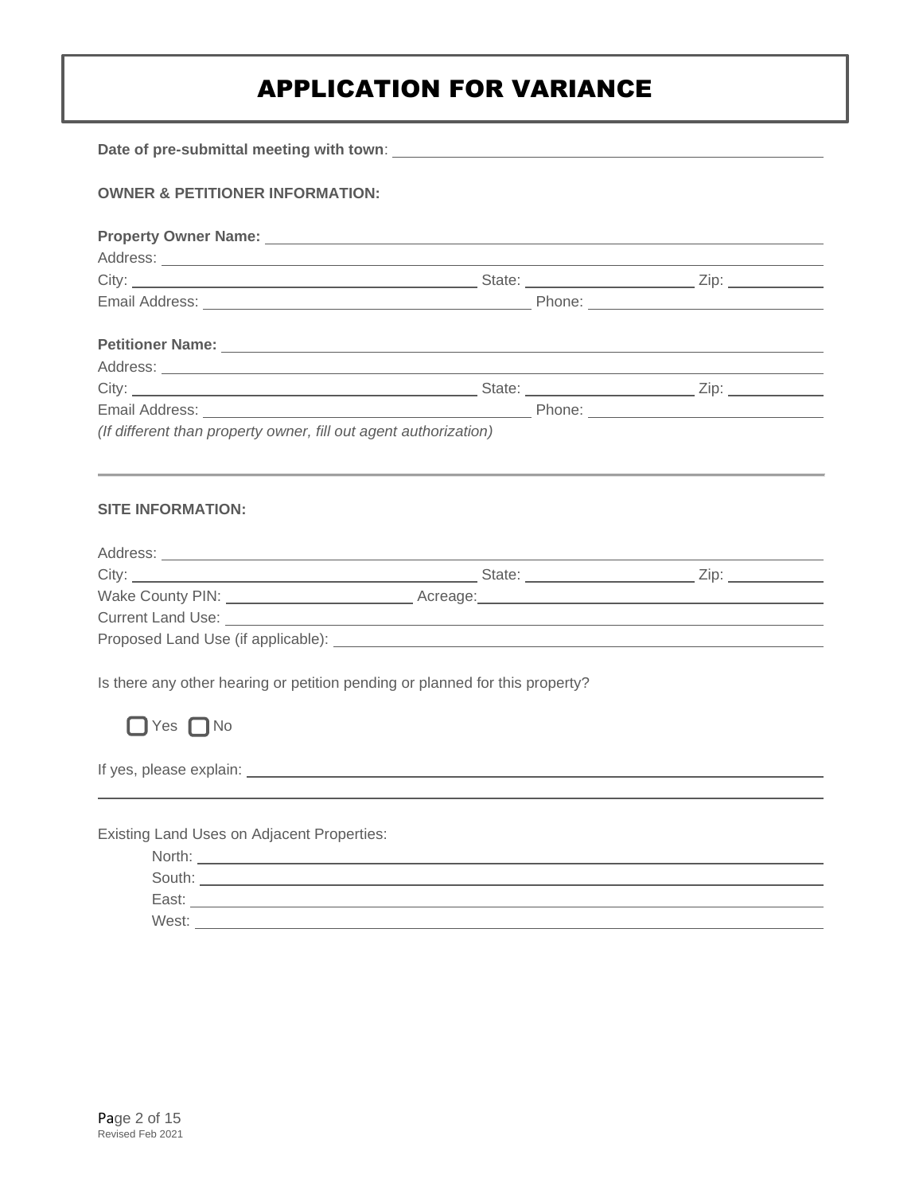# APPLICATION FOR VARIANCE

**Date of pre-submittal meeting with town**: \_\_\_\_\_\_\_\_\_\_\_\_\_\_\_\_\_\_\_\_

**OWNER & PETITIONER INFORMATION:**

**Property Owner Name:** \_\_\_\_\_\_\_\_\_\_\_\_\_\_\_\_\_\_\_\_

Address: \_\_\_\_\_\_\_\_\_\_\_\_\_\_\_\_\_\_\_\_

City: \_\_\_\_\_\_\_\_\_\_ State: \_\_\_\_\_\_\_\_\_\_ Zip: \_\_\_\_\_\_\_\_\_\_

Email Address: \_\_\_\_\_\_\_\_\_\_ Phone: \_\_\_\_\_\_\_\_\_\_

**Petitioner Name:** \_\_\_\_\_\_\_\_\_\_\_\_\_\_\_\_\_\_\_\_

Address: \_\_\_\_\_\_\_\_\_\_\_\_\_\_\_\_\_\_\_\_

City: \_\_\_\_\_\_\_\_\_\_ State: \_\_\_\_\_\_\_\_\_\_ Zip: \_\_\_\_\_\_\_\_\_\_

Email Address: \_\_\_\_\_\_\_\_\_\_ Phone: \_\_\_\_\_\_\_\_\_\_

*(If different than property owner, fill out agent authorization)*

---

**SITE INFORMATION:**

Address: \_\_\_\_\_\_\_\_\_\_\_\_\_\_\_\_\_\_\_\_

City: \_\_\_\_\_\_\_\_\_\_ State: \_\_\_\_\_\_\_\_\_\_ Zip: \_\_\_\_\_\_\_\_\_\_

Wake County PIN: \_\_\_\_\_\_\_\_\_\_ Acreage: \_\_\_\_\_\_\_\_\_\_

Current Land Use: \_\_\_\_\_\_\_\_\_\_\_\_\_\_\_\_\_\_\_\_

Proposed Land Use (if applicable): \_\_\_\_\_\_\_\_\_\_\_\_\_\_\_\_\_\_\_\_

Is there any other hearing or petition pending or planned for this property?

☐ Yes ☐ No

If yes, please explain: \_\_\_\_\_\_\_\_\_\_\_\_\_\_\_\_\_\_\_\_

\_\_\_\_\_\_\_\_\_\_\_\_\_\_\_\_\_\_\_\_

Existing Land Uses on Adjacent Properties:

- North: \_\_\_\_\_\_\_\_\_\_\_\_\_\_\_\_\_\_\_\_
- South: \_\_\_\_\_\_\_\_\_\_\_\_\_\_\_\_\_\_\_\_
- East: \_\_\_\_\_\_\_\_\_\_\_\_\_\_\_\_\_\_\_\_
- West: \_\_\_\_\_\_\_\_\_\_\_\_\_\_\_\_\_\_\_\_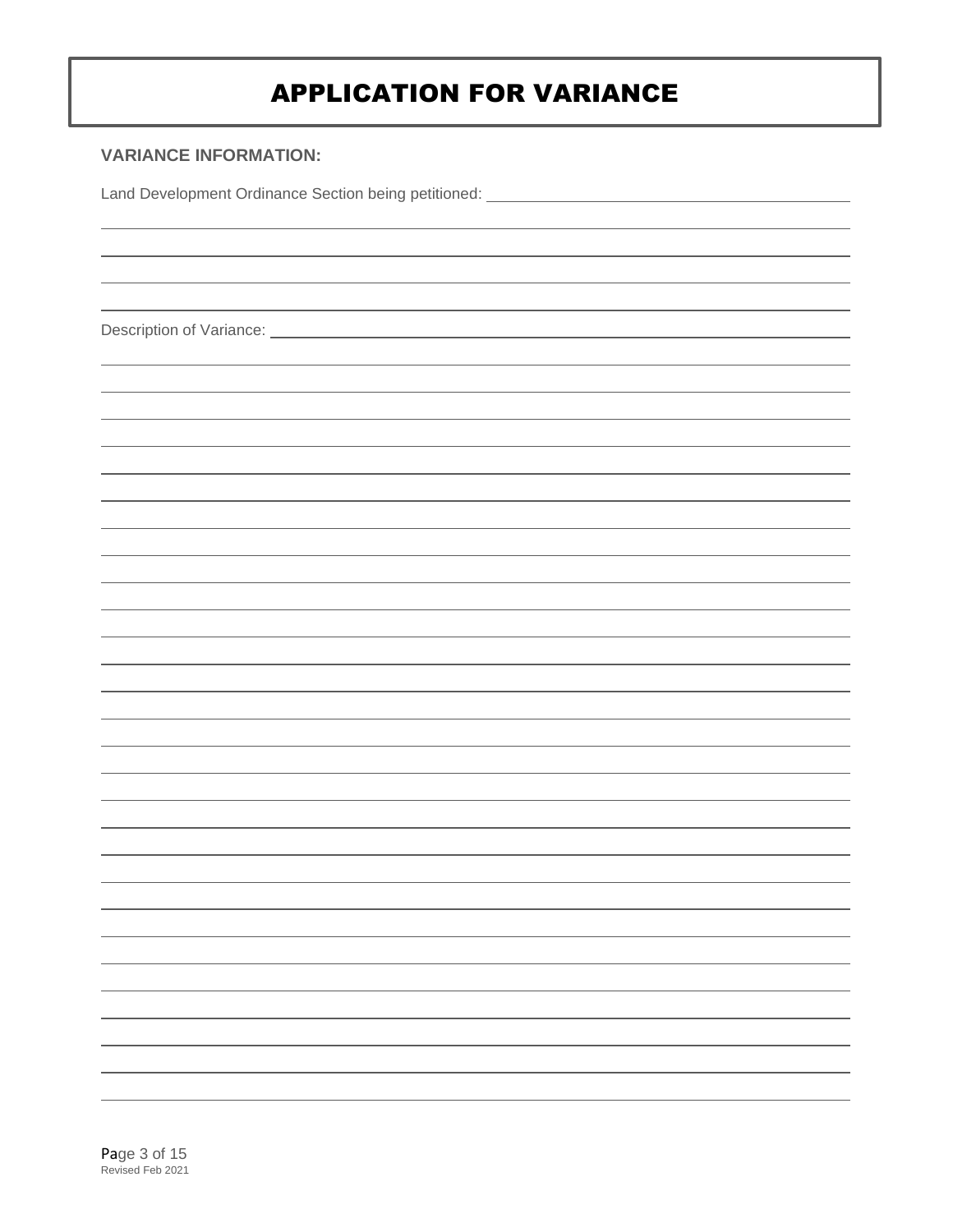# APPLICATION FOR VARIANCE

**VARIANCE INFORMATION:**

Land Development Ordinance Section being petitioned: \_\_\_\_\_\_\_\_\_\_\_\_\_\_\_\_\_\_\_\_\_\_\_\_\_\_\_\_\_\_\_\_\_\_\_\_\_\_\_\_

Description of Variance: \_\_\_\_\_\_\_\_\_\_\_\_\_\_\_\_\_\_\_\_\_\_\_\_\_\_\_\_\_\_\_\_\_\_\_\_\_\_\_\_\_\_\_\_\_\_\_\_\_\_\_\_\_\_\_\_\_\_\_\_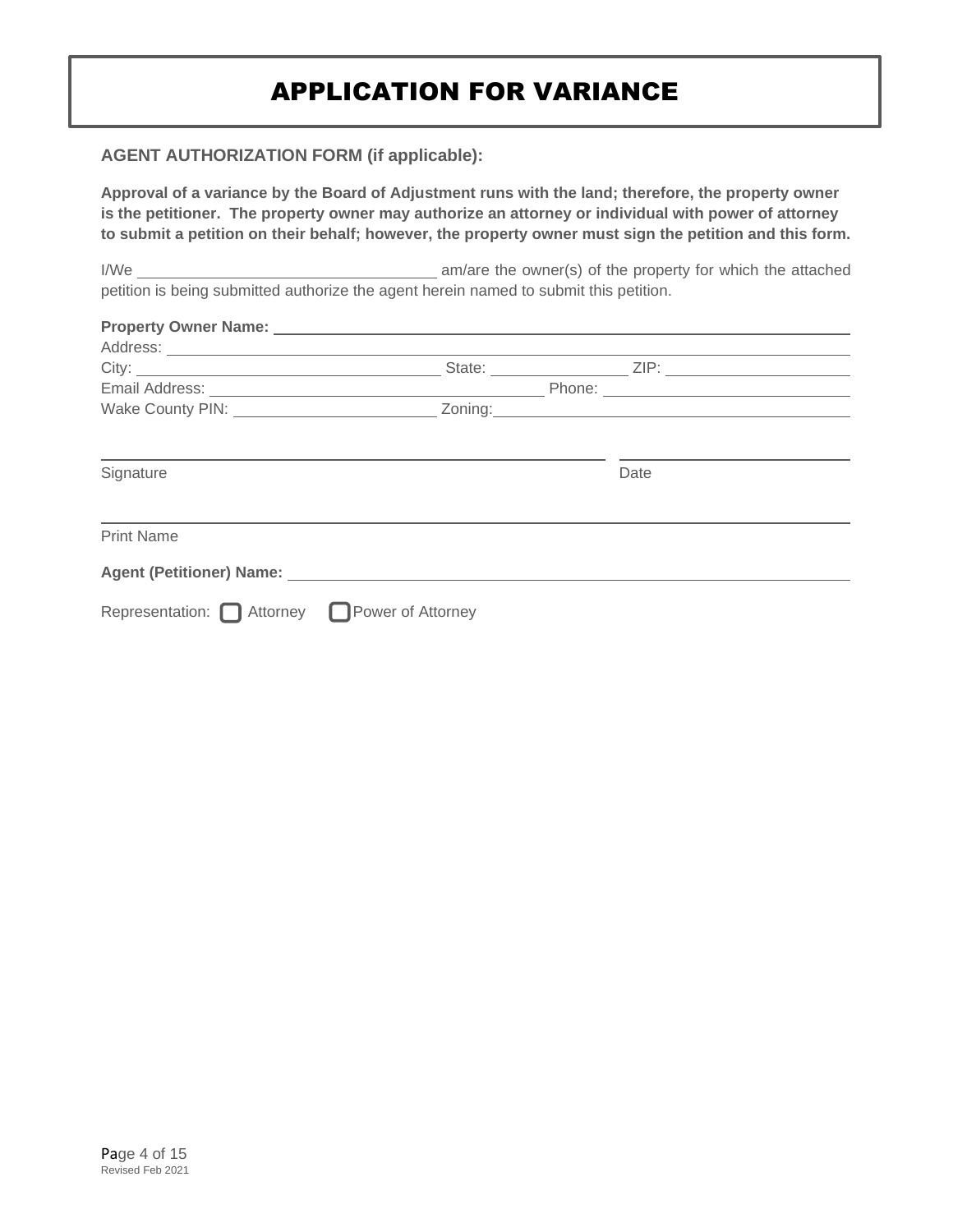# APPLICATION FOR VARIANCE

**AGENT AUTHORIZATION FORM (if applicable):**

**Approval of a variance by the Board of Adjustment runs with the land; therefore, the property owner is the petitioner. The property owner may authorize an attorney or individual with power of attorney to submit a petition on their behalf; however, the property owner must sign the petition and this form.**

I/We \_\_\_\_\_\_\_\_\_\_\_\_\_\_\_\_\_\_\_\_\_\_\_\_\_\_\_\_\_\_\_\_\_\_ am/are the owner(s) of the property for which the attached petition is being submitted authorize the agent herein named to submit this petition.

**Property Owner Name:** \_\_\_\_\_\_\_\_\_\_\_\_\_\_\_\_\_\_\_\_\_\_\_\_\_\_\_\_\_\_\_\_\_\_\_\_\_\_\_\_\_\_\_\_\_\_\_\_

Address: \_\_\_\_\_\_\_\_\_\_\_\_\_\_\_\_\_\_\_\_\_\_\_\_\_\_\_\_\_\_\_\_\_\_\_\_\_\_\_\_\_\_\_\_\_\_\_\_\_\_\_\_\_\_\_\_\_\_\_\_

City: \_\_\_\_\_\_\_\_\_\_\_\_\_\_\_\_\_\_\_\_\_\_\_\_\_\_\_\_\_\_\_\_\_\_ State: \_\_\_\_\_\_\_\_\_\_\_\_\_\_\_ ZIP: \_\_\_\_\_\_\_\_\_\_\_\_\_\_\_\_\_\_\_\_

Email Address: \_\_\_\_\_\_\_\_\_\_\_\_\_\_\_\_\_\_\_\_\_\_\_\_\_\_\_\_\_\_\_\_\_\_\_\_\_ Phone: \_\_\_\_\_\_\_\_\_\_\_\_\_\_\_\_\_\_\_\_\_\_\_\_\_\_\_

Wake County PIN: \_\_\_\_\_\_\_\_\_\_\_\_\_\_\_\_\_\_\_\_\_\_\_ Zoning: \_\_\_\_\_\_\_\_\_\_\_\_\_\_\_\_\_\_\_\_\_\_\_\_\_\_\_\_\_\_\_\_\_\_\_\_\_\_\_\_

\_\_\_\_\_\_\_\_\_\_\_\_\_\_\_\_\_\_\_\_\_\_\_\_\_\_\_\_\_\_\_\_\_\_\_\_\_\_\_\_\_\_\_\_\_\_\_\_\_\_\_\_\_\_\_\_ \_\_\_\_\_\_\_\_\_\_\_\_\_\_\_\_\_\_\_\_\_\_\_\_\_\_\_

Signature Date

\_\_\_\_\_\_\_\_\_\_\_\_\_\_\_\_\_\_\_\_\_\_\_\_\_\_\_\_\_\_\_\_\_\_\_\_\_\_\_\_\_\_\_\_\_\_\_\_\_\_\_\_\_\_\_\_\_\_\_\_\_\_\_\_\_\_\_\_\_\_\_\_\_\_\_\_\_\_\_\_\_\_

Print Name

**Agent (Petitioner) Name:** \_\_\_\_\_\_\_\_\_\_\_\_\_\_\_\_\_\_\_\_\_\_\_\_\_\_\_\_\_\_\_\_\_\_\_\_\_\_\_\_\_\_\_\_\_\_\_\_\_\_

Representation: ☐ Attorney ☐ Power of Attorney

Revised Feb 2021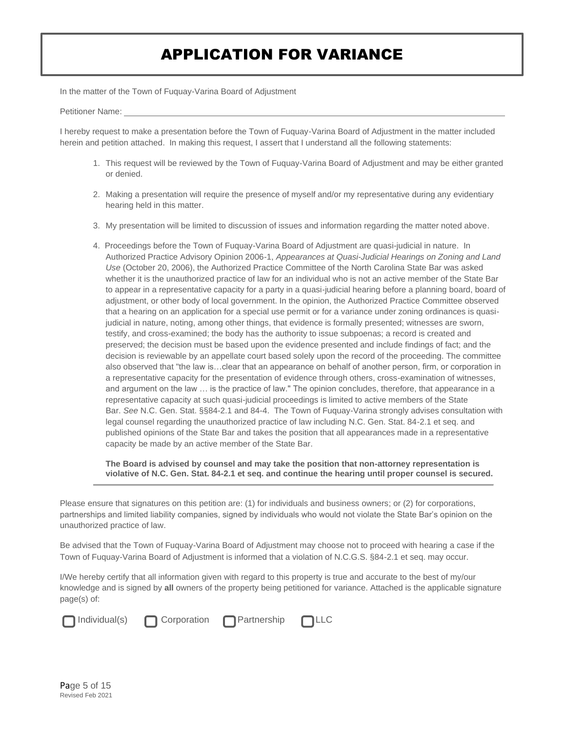# APPLICATION FOR VARIANCE

In the matter of the Town of Fuquay-Varina Board of Adjustment

Petitioner Name: ______________________________________________________________

I hereby request to make a presentation before the Town of Fuquay-Varina Board of Adjustment in the matter included herein and petition attached. In making this request, I assert that I understand all the following statements:

1. This request will be reviewed by the Town of Fuquay-Varina Board of Adjustment and may be either granted or denied.

2. Making a presentation will require the presence of myself and/or my representative during any evidentiary hearing held in this matter.

3. My presentation will be limited to discussion of issues and information regarding the matter noted above.

4. Proceedings before the Town of Fuquay-Varina Board of Adjustment are quasi-judicial in nature. In Authorized Practice Advisory Opinion 2006-1, *Appearances at Quasi-Judicial Hearings on Zoning and Land Use* (October 20, 2006), the Authorized Practice Committee of the North Carolina State Bar was asked whether it is the unauthorized practice of law for an individual who is not an active member of the State Bar to appear in a representative capacity for a party in a quasi-judicial hearing before a planning board, board of adjustment, or other body of local government. In the opinion, the Authorized Practice Committee observed that a hearing on an application for a special use permit or for a variance under zoning ordinances is quasi-judicial in nature, noting, among other things, that evidence is formally presented; witnesses are sworn, testify, and cross-examined; the body has the authority to issue subpoenas; a record is created and preserved; the decision must be based upon the evidence presented and include findings of fact; and the decision is reviewable by an appellate court based solely upon the record of the proceeding. The committee also observed that "the law is…clear that an appearance on behalf of another person, firm, or corporation in a representative capacity for the presentation of evidence through others, cross-examination of witnesses, and argument on the law … is the practice of law." The opinion concludes, therefore, that appearance in a representative capacity at such quasi-judicial proceedings is limited to active members of the State Bar. *See* N.C. Gen. Stat. §§84-2.1 and 84-4. The Town of Fuquay-Varina strongly advises consultation with legal counsel regarding the unauthorized practice of law including N.C. Gen. Stat. 84-2.1 et seq. and published opinions of the State Bar and takes the position that all appearances made in a representative capacity be made by an active member of the State Bar.

   **The Board is advised by counsel and may take the position that non-attorney representation is violative of N.C. Gen. Stat. 84-2.1 et seq. and continue the hearing until proper counsel is secured.**

---

Please ensure that signatures on this petition are: (1) for individuals and business owners; or (2) for corporations, partnerships and limited liability companies, signed by individuals who would not violate the State Bar's opinion on the unauthorized practice of law.

Be advised that the Town of Fuquay-Varina Board of Adjustment may choose not to proceed with hearing a case if the Town of Fuquay-Varina Board of Adjustment is informed that a violation of N.C.G.S. §84-2.1 et seq. may occur.

I/We hereby certify that all information given with regard to this property is true and accurate to the best of my/our knowledge and is signed by **all** owners of the property being petitioned for variance. Attached is the applicable signature page(s) of:

☐ Individual(s) ☐ Corporation ☐ Partnership ☐ LLC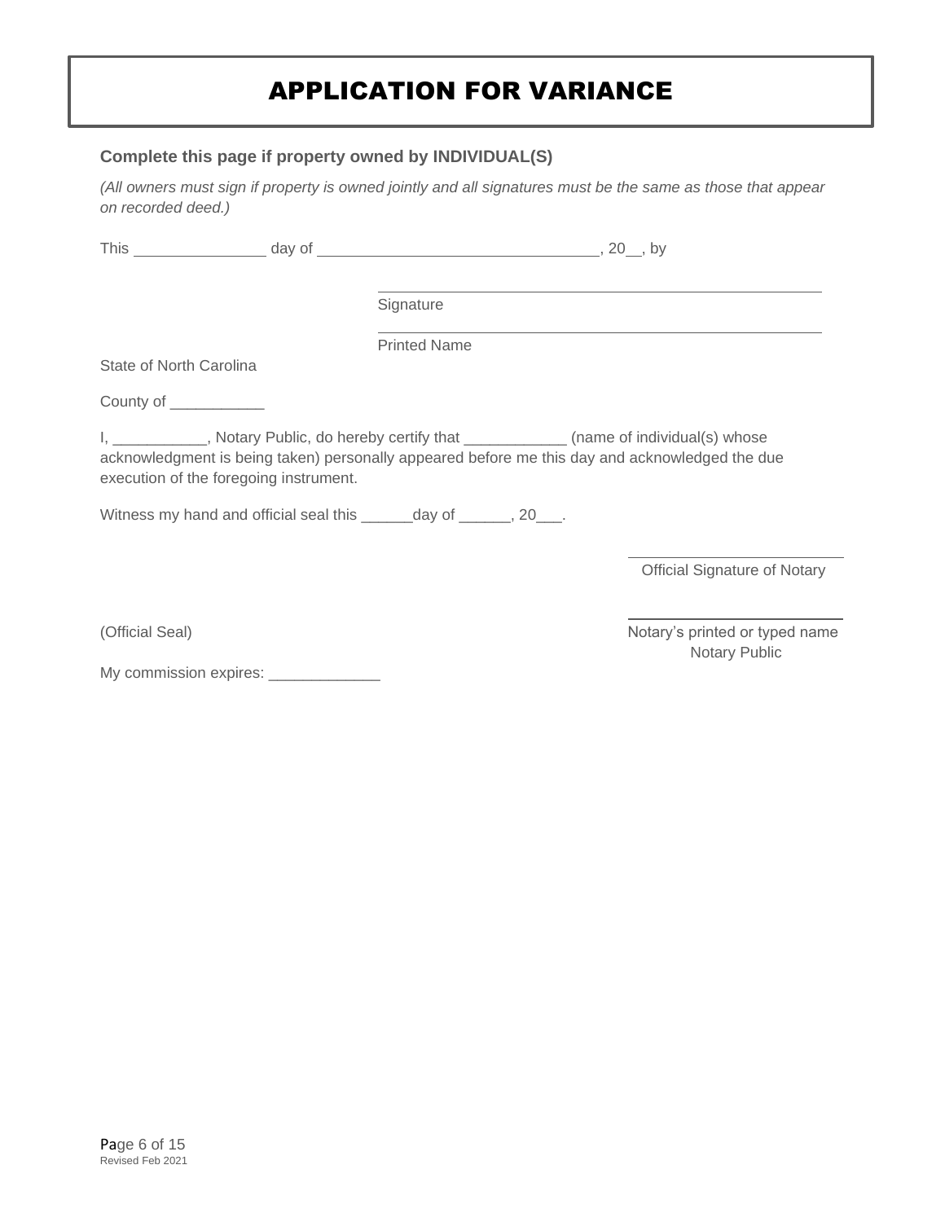# APPLICATION FOR VARIANCE

**Complete this page if property owned by INDIVIDUAL(S)**

*(All owners must sign if property is owned jointly and all signatures must be the same as those that appear on recorded deed.)*

This _______________ day of ________________________________, 20__, by

_______________________________________________
Signature

_______________________________________________
Printed Name

State of North Carolina

County of ___________

I, ___________, Notary Public, do hereby certify that ____________ (name of individual(s) whose acknowledgment is being taken) personally appeared before me this day and acknowledged the due execution of the foregoing instrument.

Witness my hand and official seal this ______day of ______, 20___.

_________________________
Official Signature of Notary

(Official Seal)

_________________________
Notary's printed or typed name
Notary Public

My commission expires: _____________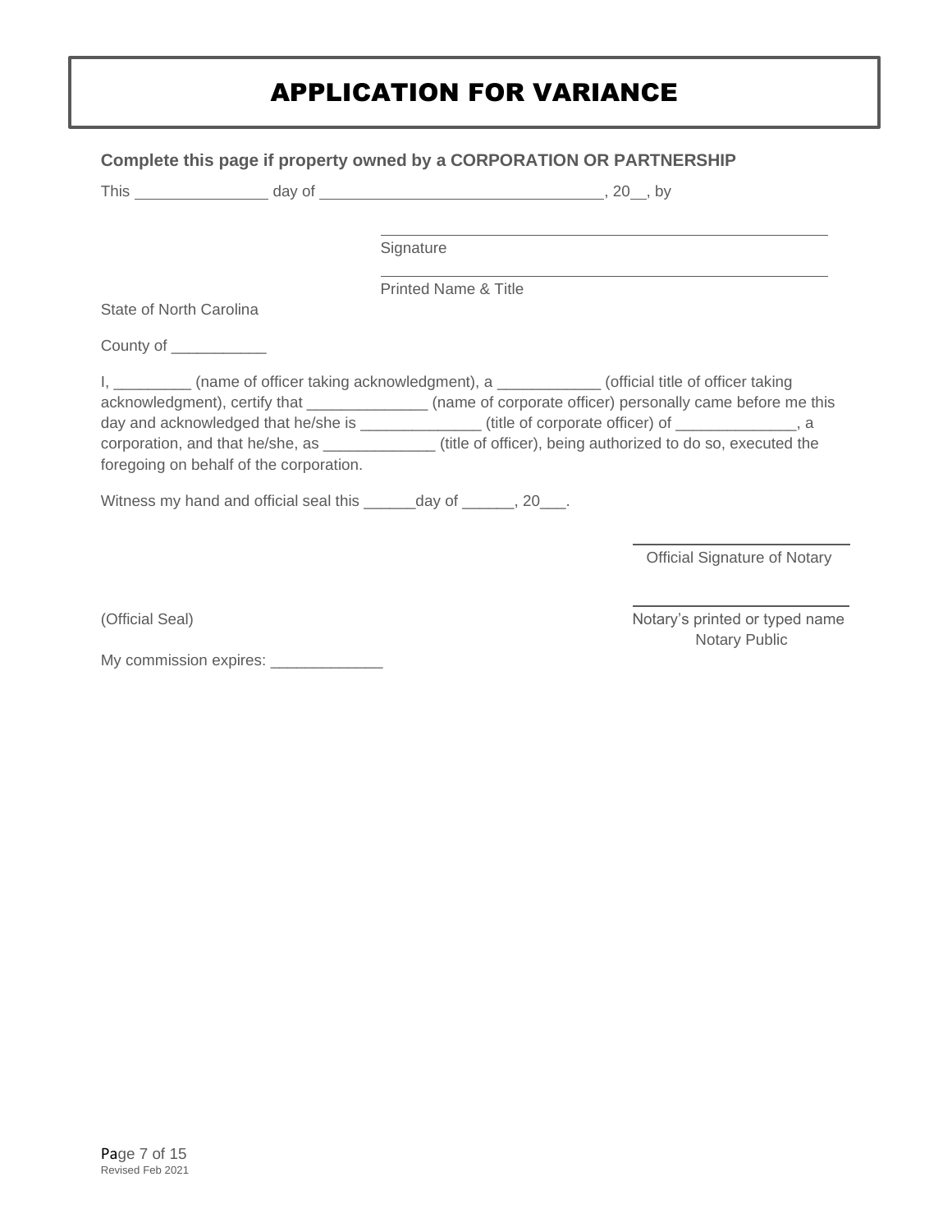# APPLICATION FOR VARIANCE

**Complete this page if property owned by a CORPORATION OR PARTNERSHIP**

This _______________ day of ________________________________, 20__, by

\_\_\_\_\_\_\_\_\_\_\_\_\_\_\_\_\_\_\_\_\_\_\_\_\_\_\_\_\_\_\_\_\_\_\_\_\_\_\_\_\_\_\_\_\_\_\_\_
Signature

\_\_\_\_\_\_\_\_\_\_\_\_\_\_\_\_\_\_\_\_\_\_\_\_\_\_\_\_\_\_\_\_\_\_\_\_\_\_\_\_\_\_\_\_\_\_\_\_
Printed Name & Title

State of North Carolina

County of ___________

I, _________ (name of officer taking acknowledgment), a ____________ (official title of officer taking acknowledgment), certify that ______________ (name of corporate officer) personally came before me this day and acknowledged that he/she is ______________ (title of corporate officer) of ______________, a corporation, and that he/she, as _____________ (title of officer), being authorized to do so, executed the foregoing on behalf of the corporation.

Witness my hand and official seal this ______day of ______, 20___.

\_\_\_\_\_\_\_\_\_\_\_\_\_\_\_\_\_\_\_\_\_\_\_\_\_
Official Signature of Notary

(Official Seal)

\_\_\_\_\_\_\_\_\_\_\_\_\_\_\_\_\_\_\_\_\_\_\_\_\_
Notary's printed or typed name
Notary Public

My commission expires: _____________

Revised Feb 2021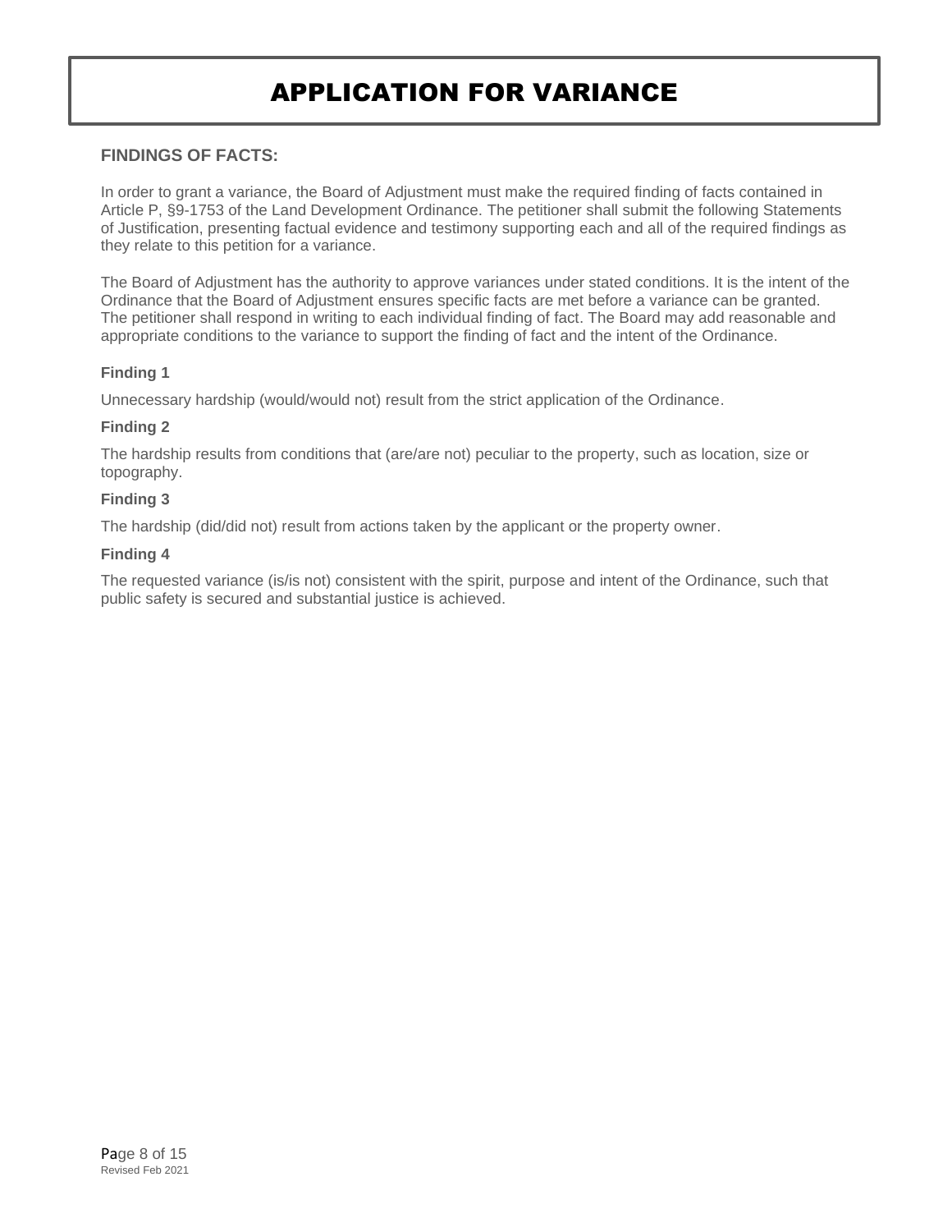# APPLICATION FOR VARIANCE

## FINDINGS OF FACTS:

In order to grant a variance, the Board of Adjustment must make the required finding of facts contained in Article P, §9-1753 of the Land Development Ordinance. The petitioner shall submit the following Statements of Justification, presenting factual evidence and testimony supporting each and all of the required findings as they relate to this petition for a variance.

The Board of Adjustment has the authority to approve variances under stated conditions. It is the intent of the Ordinance that the Board of Adjustment ensures specific facts are met before a variance can be granted. The petitioner shall respond in writing to each individual finding of fact. The Board may add reasonable and appropriate conditions to the variance to support the finding of fact and the intent of the Ordinance.

### Finding 1

Unnecessary hardship (would/would not) result from the strict application of the Ordinance.

### Finding 2

The hardship results from conditions that (are/are not) peculiar to the property, such as location, size or topography.

### Finding 3

The hardship (did/did not) result from actions taken by the applicant or the property owner.

### Finding 4

The requested variance (is/is not) consistent with the spirit, purpose and intent of the Ordinance, such that public safety is secured and substantial justice is achieved.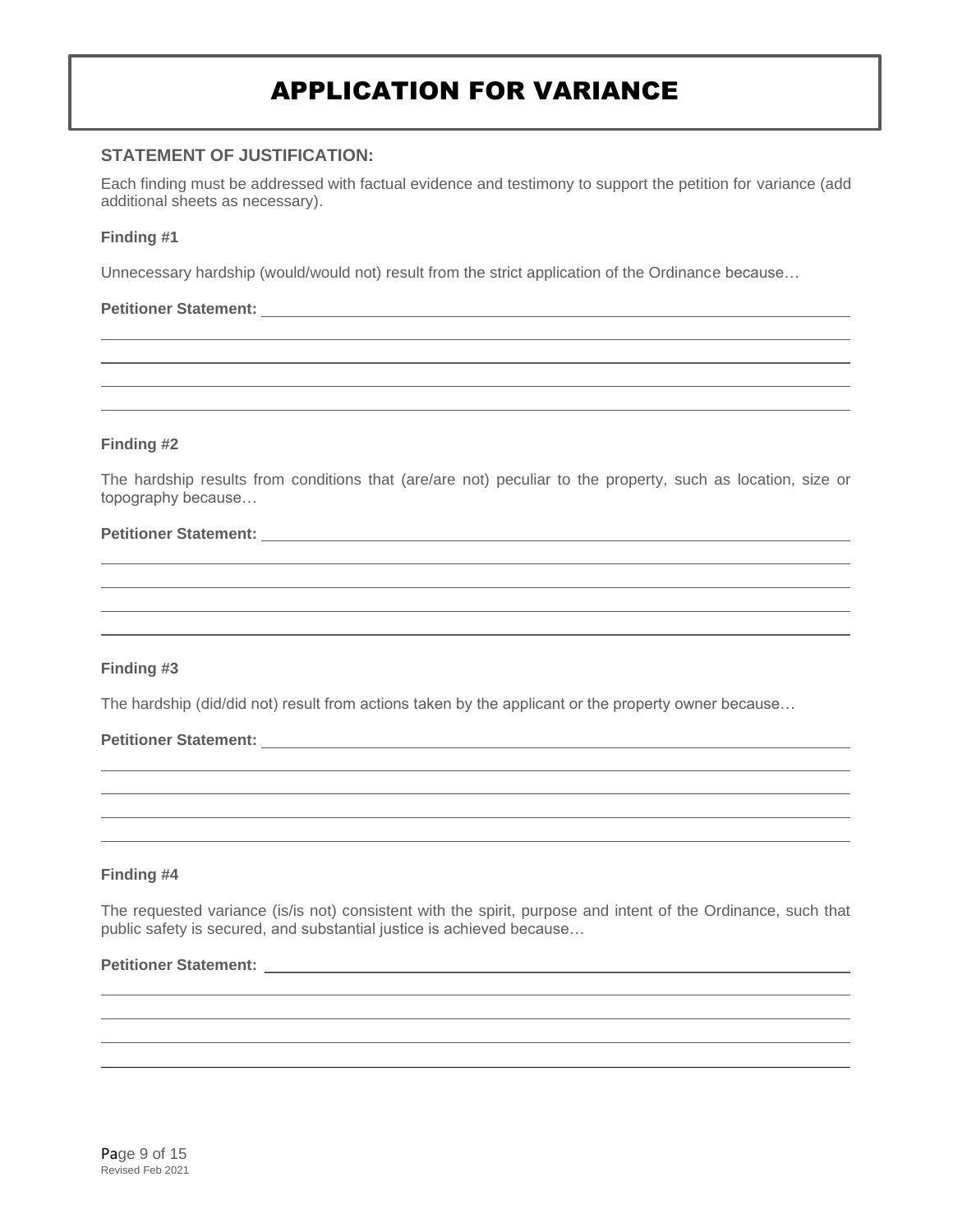# APPLICATION FOR VARIANCE

### STATEMENT OF JUSTIFICATION:

Each finding must be addressed with factual evidence and testimony to support the petition for variance (add additional sheets as necessary).

**Finding #1**

Unnecessary hardship (would/would not) result from the strict application of the Ordinance because…

**Petitioner Statement:** ______________________________________________

______________________________________________________________________

______________________________________________________________________

______________________________________________________________________

______________________________________________________________________

**Finding #2**

The hardship results from conditions that (are/are not) peculiar to the property, such as location, size or topography because…

**Petitioner Statement:** ______________________________________________

______________________________________________________________________

______________________________________________________________________

______________________________________________________________________

______________________________________________________________________

**Finding #3**

The hardship (did/did not) result from actions taken by the applicant or the property owner because…

**Petitioner Statement:** ______________________________________________

______________________________________________________________________

______________________________________________________________________

______________________________________________________________________

______________________________________________________________________

**Finding #4**

The requested variance (is/is not) consistent with the spirit, purpose and intent of the Ordinance, such that public safety is secured, and substantial justice is achieved because…

**Petitioner Statement:** ______________________________________________

______________________________________________________________________

______________________________________________________________________

______________________________________________________________________

______________________________________________________________________

Revised Feb 2021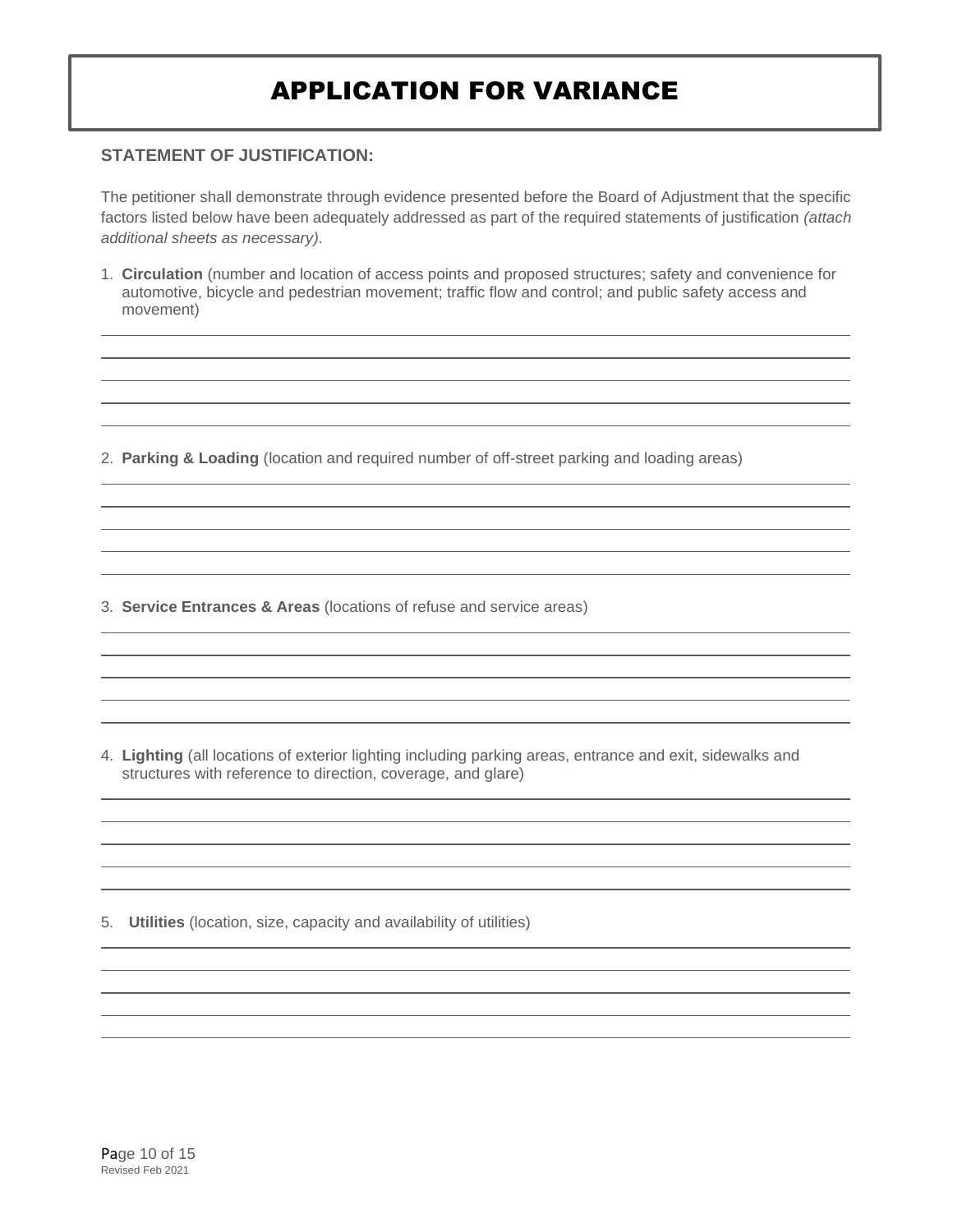# APPLICATION FOR VARIANCE

**STATEMENT OF JUSTIFICATION:**

The petitioner shall demonstrate through evidence presented before the Board of Adjustment that the specific factors listed below have been adequately addressed as part of the required statements of justification *(attach additional sheets as necessary)*.

1. **Circulation** (number and location of access points and proposed structures; safety and convenience for automotive, bicycle and pedestrian movement; traffic flow and control; and public safety access and movement)

2. **Parking & Loading** (location and required number of off-street parking and loading areas)

3. **Service Entrances & Areas** (locations of refuse and service areas)

4. **Lighting** (all locations of exterior lighting including parking areas, entrance and exit, sidewalks and structures with reference to direction, coverage, and glare)

5. **Utilities** (location, size, capacity and availability of utilities)

Revised Feb 2021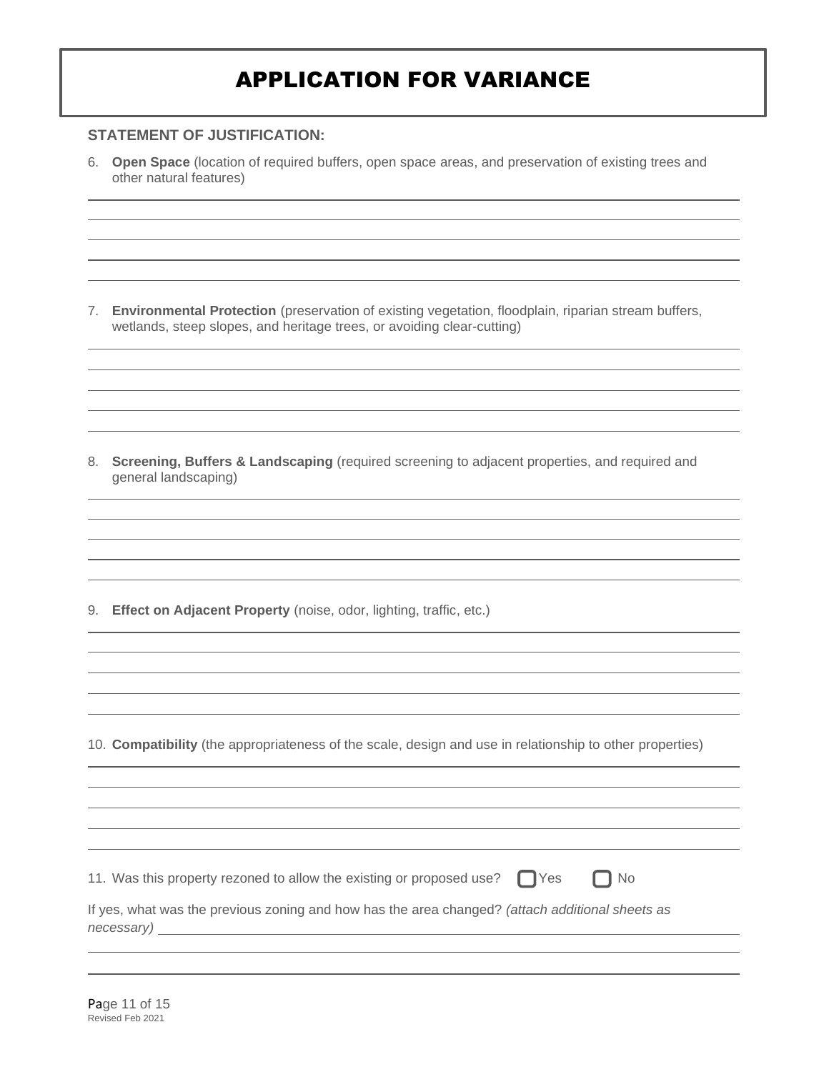# APPLICATION FOR VARIANCE

**STATEMENT OF JUSTIFICATION:**

6. **Open Space** (location of required buffers, open space areas, and preservation of existing trees and other natural features)

7. **Environmental Protection** (preservation of existing vegetation, floodplain, riparian stream buffers, wetlands, steep slopes, and heritage trees, or avoiding clear-cutting)

8. **Screening, Buffers & Landscaping** (required screening to adjacent properties, and required and general landscaping)

9. **Effect on Adjacent Property** (noise, odor, lighting, traffic, etc.)

10. **Compatibility** (the appropriateness of the scale, design and use in relationship to other properties)

11. Was this property rezoned to allow the existing or proposed use? ☐ Yes ☐ No

If yes, what was the previous zoning and how has the area changed? *(attach additional sheets as necessary)* \_\_\_\_\_\_\_\_\_\_\_\_\_\_\_\_\_\_\_\_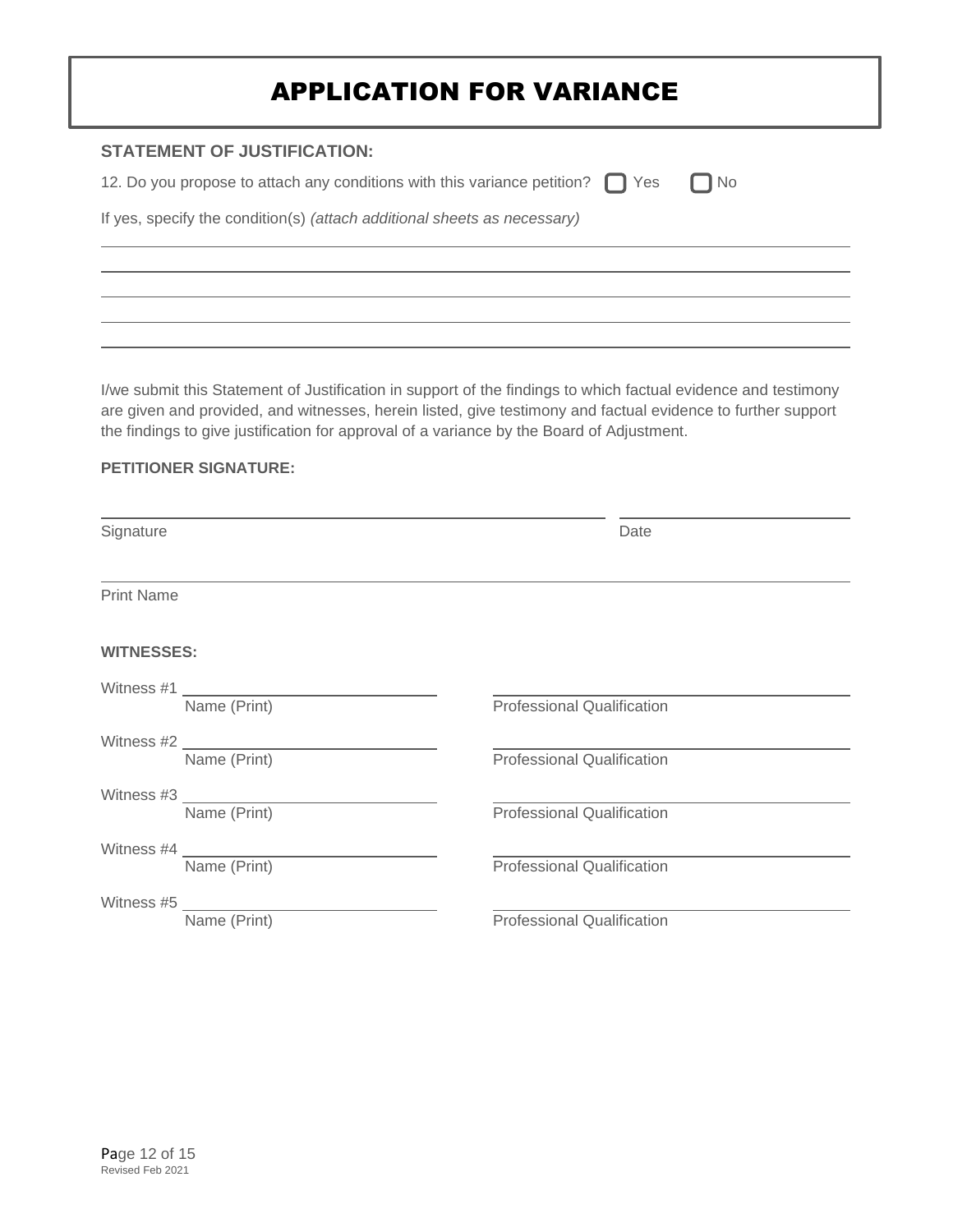# APPLICATION FOR VARIANCE

**STATEMENT OF JUSTIFICATION:**

12. Do you propose to attach any conditions with this variance petition? ☐ Yes ☐ No

If yes, specify the condition(s) *(attach additional sheets as necessary)*

\_\_\_\_\_\_\_\_\_\_\_\_\_\_\_\_\_\_\_\_\_\_\_\_\_\_\_\_\_\_\_\_\_\_\_\_\_\_\_\_\_\_\_\_\_\_\_\_\_\_\_\_\_\_\_\_\_\_\_\_\_\_\_\_\_\_\_\_\_\_\_\_

\_\_\_\_\_\_\_\_\_\_\_\_\_\_\_\_\_\_\_\_\_\_\_\_\_\_\_\_\_\_\_\_\_\_\_\_\_\_\_\_\_\_\_\_\_\_\_\_\_\_\_\_\_\_\_\_\_\_\_\_\_\_\_\_\_\_\_\_\_\_\_\_

\_\_\_\_\_\_\_\_\_\_\_\_\_\_\_\_\_\_\_\_\_\_\_\_\_\_\_\_\_\_\_\_\_\_\_\_\_\_\_\_\_\_\_\_\_\_\_\_\_\_\_\_\_\_\_\_\_\_\_\_\_\_\_\_\_\_\_\_\_\_\_\_

\_\_\_\_\_\_\_\_\_\_\_\_\_\_\_\_\_\_\_\_\_\_\_\_\_\_\_\_\_\_\_\_\_\_\_\_\_\_\_\_\_\_\_\_\_\_\_\_\_\_\_\_\_\_\_\_\_\_\_\_\_\_\_\_\_\_\_\_\_\_\_\_

\_\_\_\_\_\_\_\_\_\_\_\_\_\_\_\_\_\_\_\_\_\_\_\_\_\_\_\_\_\_\_\_\_\_\_\_\_\_\_\_\_\_\_\_\_\_\_\_\_\_\_\_\_\_\_\_\_\_\_\_\_\_\_\_\_\_\_\_\_\_\_\_

I/we submit this Statement of Justification in support of the findings to which factual evidence and testimony are given and provided, and witnesses, herein listed, give testimony and factual evidence to further support the findings to give justification for approval of a variance by the Board of Adjustment.

**PETITIONER SIGNATURE:**

\_\_\_\_\_\_\_\_\_\_\_\_\_\_\_\_\_\_\_\_\_\_\_\_\_\_\_\_\_\_\_\_\_\_\_\_\_\_\_\_ \_\_\_\_\_\_\_\_\_\_\_\_\_\_\_\_\_\_\_\_

Signature Date

\_\_\_\_\_\_\_\_\_\_\_\_\_\_\_\_\_\_\_\_\_\_\_\_\_\_\_\_\_\_\_\_\_\_\_\_\_\_\_\_\_\_\_\_\_\_\_\_\_\_\_\_\_\_\_\_\_\_\_\_\_\_\_\_\_\_\_\_\_\_\_\_

Print Name

**WITNESSES:**

| | Name (Print) | Professional Qualification |
|---|---|---|
| Witness #1 | | |
| Witness #2 | | |
| Witness #3 | | |
| Witness #4 | | |
| Witness #5 | | |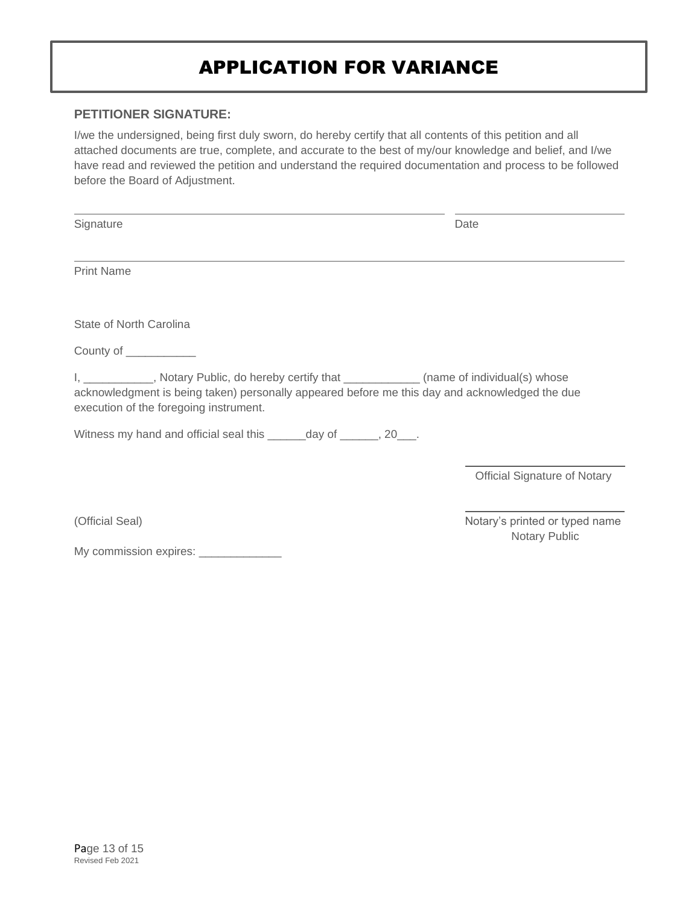# APPLICATION FOR VARIANCE

**PETITIONER SIGNATURE:**

I/we the undersigned, being first duly sworn, do hereby certify that all contents of this petition and all attached documents are true, complete, and accurate to the best of my/our knowledge and belief, and I/we have read and reviewed the petition and understand the required documentation and process to be followed before the Board of Adjustment.

______________________________________________ ______________________

Signature Date

__________________________________________________________________

Print Name

State of North Carolina

County of ___________

I, ___________, Notary Public, do hereby certify that ____________ (name of individual(s) whose acknowledgment is being taken) personally appeared before me this day and acknowledged the due execution of the foregoing instrument.

Witness my hand and official seal this ______day of ______, 20___.

______________________

Official Signature of Notary

______________________

(Official Seal)

Notary's printed or typed name
Notary Public

My commission expires: _____________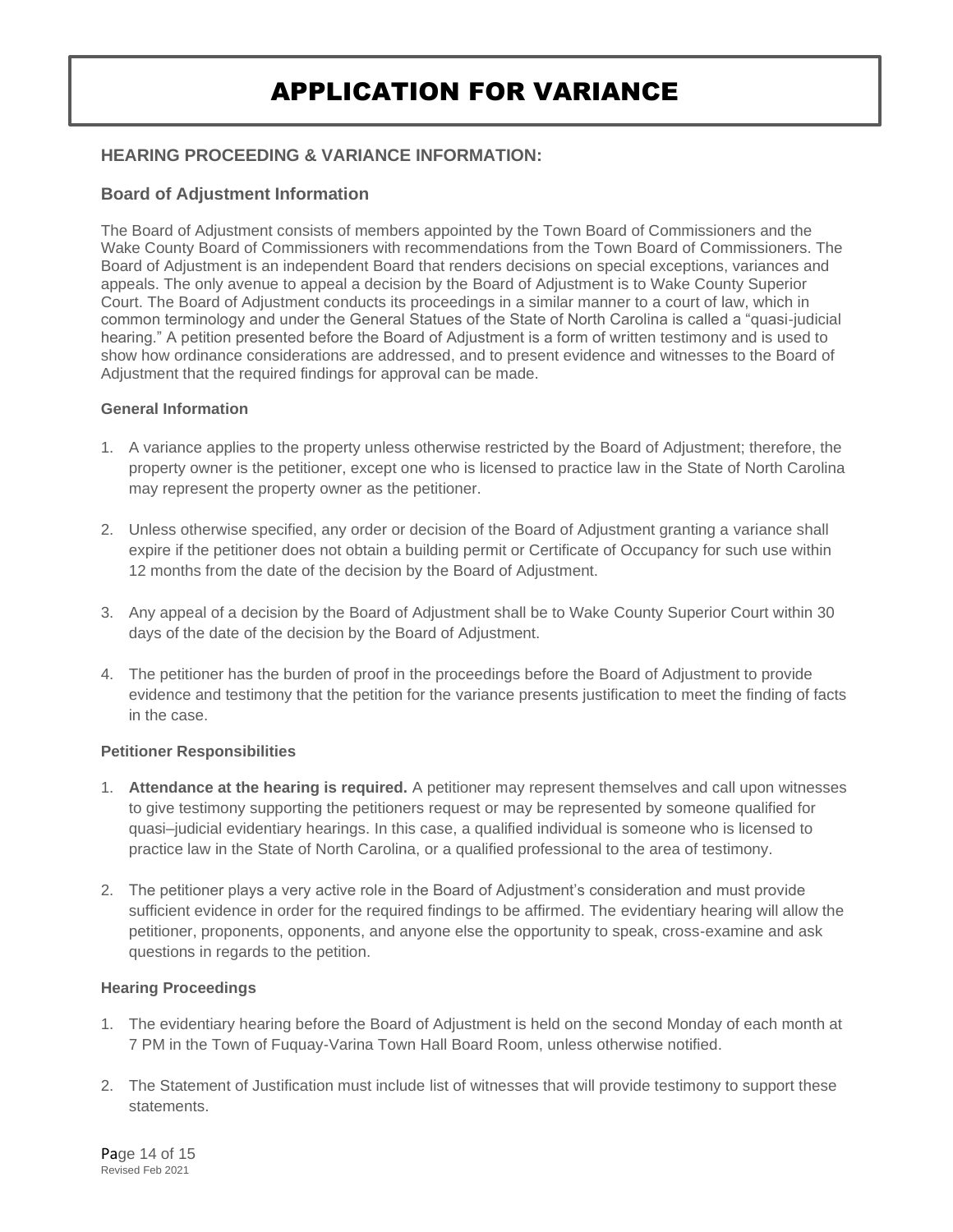# APPLICATION FOR VARIANCE

## HEARING PROCEEDING & VARIANCE INFORMATION:

### Board of Adjustment Information

The Board of Adjustment consists of members appointed by the Town Board of Commissioners and the Wake County Board of Commissioners with recommendations from the Town Board of Commissioners. The Board of Adjustment is an independent Board that renders decisions on special exceptions, variances and appeals. The only avenue to appeal a decision by the Board of Adjustment is to Wake County Superior Court. The Board of Adjustment conducts its proceedings in a similar manner to a court of law, which in common terminology and under the General Statues of the State of North Carolina is called a "quasi-judicial hearing." A petition presented before the Board of Adjustment is a form of written testimony and is used to show how ordinance considerations are addressed, and to present evidence and witnesses to the Board of Adjustment that the required findings for approval can be made.

#### General Information

1. A variance applies to the property unless otherwise restricted by the Board of Adjustment; therefore, the property owner is the petitioner, except one who is licensed to practice law in the State of North Carolina may represent the property owner as the petitioner.
2. Unless otherwise specified, any order or decision of the Board of Adjustment granting a variance shall expire if the petitioner does not obtain a building permit or Certificate of Occupancy for such use within 12 months from the date of the decision by the Board of Adjustment.
3. Any appeal of a decision by the Board of Adjustment shall be to Wake County Superior Court within 30 days of the date of the decision by the Board of Adjustment.
4. The petitioner has the burden of proof in the proceedings before the Board of Adjustment to provide evidence and testimony that the petition for the variance presents justification to meet the finding of facts in the case.

#### Petitioner Responsibilities

1. **Attendance at the hearing is required.** A petitioner may represent themselves and call upon witnesses to give testimony supporting the petitioners request or may be represented by someone qualified for quasi–judicial evidentiary hearings. In this case, a qualified individual is someone who is licensed to practice law in the State of North Carolina, or a qualified professional to the area of testimony.
2. The petitioner plays a very active role in the Board of Adjustment's consideration and must provide sufficient evidence in order for the required findings to be affirmed. The evidentiary hearing will allow the petitioner, proponents, opponents, and anyone else the opportunity to speak, cross-examine and ask questions in regards to the petition.

#### Hearing Proceedings

1. The evidentiary hearing before the Board of Adjustment is held on the second Monday of each month at 7 PM in the Town of Fuquay-Varina Town Hall Board Room, unless otherwise notified.
2. The Statement of Justification must include list of witnesses that will provide testimony to support these statements.

Revised Feb 2021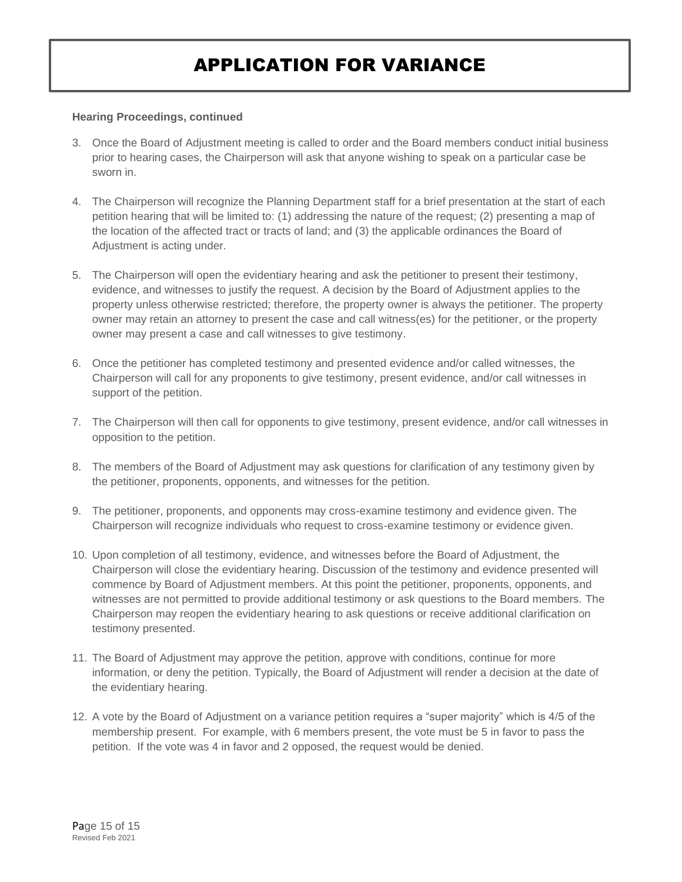# APPLICATION FOR VARIANCE

**Hearing Proceedings, continued**

3. Once the Board of Adjustment meeting is called to order and the Board members conduct initial business prior to hearing cases, the Chairperson will ask that anyone wishing to speak on a particular case be sworn in.

4. The Chairperson will recognize the Planning Department staff for a brief presentation at the start of each petition hearing that will be limited to: (1) addressing the nature of the request; (2) presenting a map of the location of the affected tract or tracts of land; and (3) the applicable ordinances the Board of Adjustment is acting under.

5. The Chairperson will open the evidentiary hearing and ask the petitioner to present their testimony, evidence, and witnesses to justify the request. A decision by the Board of Adjustment applies to the property unless otherwise restricted; therefore, the property owner is always the petitioner. The property owner may retain an attorney to present the case and call witness(es) for the petitioner, or the property owner may present a case and call witnesses to give testimony.

6. Once the petitioner has completed testimony and presented evidence and/or called witnesses, the Chairperson will call for any proponents to give testimony, present evidence, and/or call witnesses in support of the petition.

7. The Chairperson will then call for opponents to give testimony, present evidence, and/or call witnesses in opposition to the petition.

8. The members of the Board of Adjustment may ask questions for clarification of any testimony given by the petitioner, proponents, opponents, and witnesses for the petition.

9. The petitioner, proponents, and opponents may cross-examine testimony and evidence given. The Chairperson will recognize individuals who request to cross-examine testimony or evidence given.

10. Upon completion of all testimony, evidence, and witnesses before the Board of Adjustment, the Chairperson will close the evidentiary hearing. Discussion of the testimony and evidence presented will commence by Board of Adjustment members. At this point the petitioner, proponents, opponents, and witnesses are not permitted to provide additional testimony or ask questions to the Board members. The Chairperson may reopen the evidentiary hearing to ask questions or receive additional clarification on testimony presented.

11. The Board of Adjustment may approve the petition, approve with conditions, continue for more information, or deny the petition. Typically, the Board of Adjustment will render a decision at the date of the evidentiary hearing.

12. A vote by the Board of Adjustment on a variance petition requires a "super majority" which is 4/5 of the membership present. For example, with 6 members present, the vote must be 5 in favor to pass the petition. If the vote was 4 in favor and 2 opposed, the request would be denied.

Revised Feb 2021